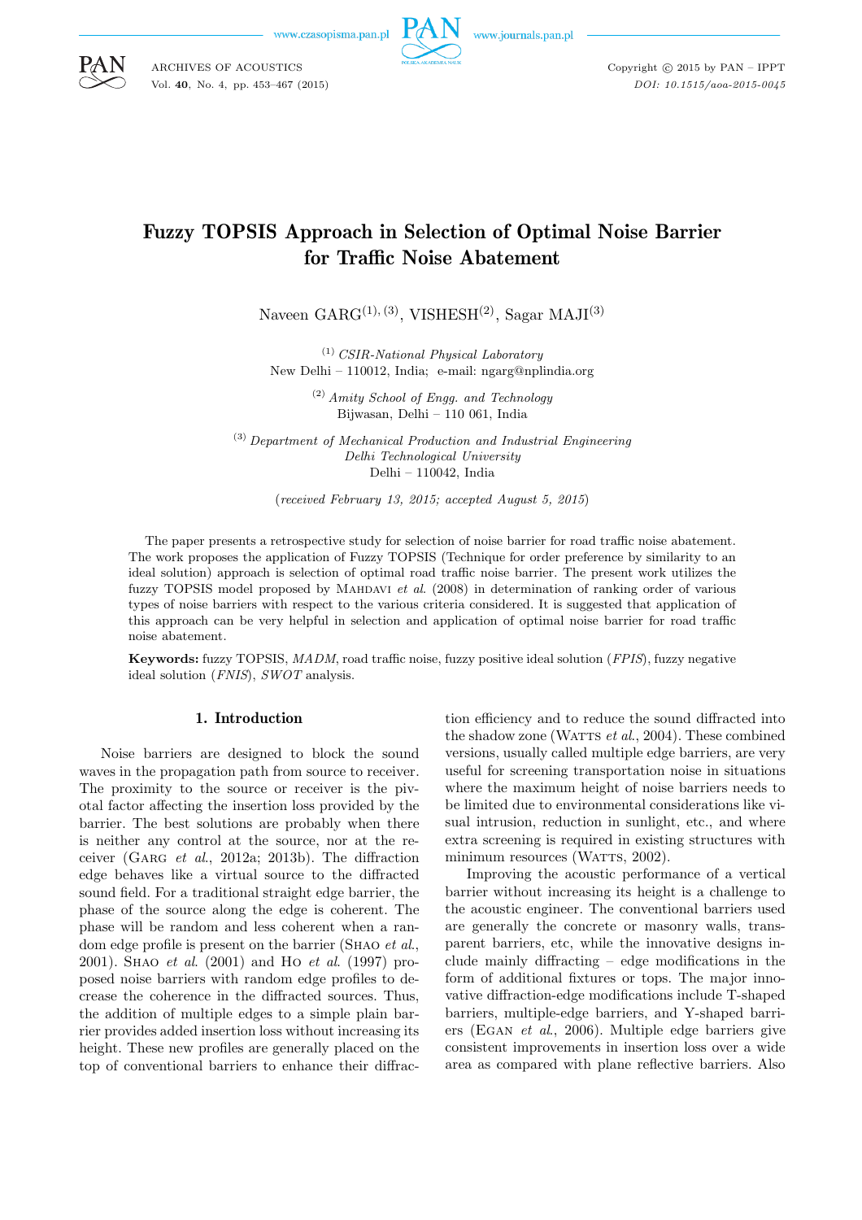# Fuzzy TOPSIS Approach in Selection of Optimal Noise Barrier for Traffic Noise Abatement

Naveen GARG[(1), (3)], VISHESH[(2)], Sagar MAJI[(3)]

[(1)] *CSIR-National Physical Laboratory*
New Delhi – 110012, India; e-mail: ngarg@nplindia.org

[(2)] *Amity School of Engg. and Technology*
Bijwasan, Delhi – 110 061, India

[(3)] *Department of Mechanical Production and Industrial Engineering*
*Delhi Technological University*
Delhi – 110042, India

(*received February 13, 2015; accepted August 5, 2015*)

The paper presents a retrospective study for selection of noise barrier for road traffic noise abatement. The work proposes the application of Fuzzy TOPSIS (Technique for order preference by similarity to an ideal solution) approach is selection of optimal road traffic noise barrier. The present work utilizes the fuzzy TOPSIS model proposed by MAHDAVI *et al.* (2008) in determination of ranking order of various types of noise barriers with respect to the various criteria considered. It is suggested that application of this approach can be very helpful in selection and application of optimal noise barrier for road traffic noise abatement.

**Keywords:** fuzzy TOPSIS, *MADM*, road traffic noise, fuzzy positive ideal solution (*FPIS*), fuzzy negative ideal solution (*FNIS*), *SWOT* analysis.

## 1. Introduction

Noise barriers are designed to block the sound waves in the propagation path from source to receiver. The proximity to the source or receiver is the pivotal factor affecting the insertion loss provided by the barrier. The best solutions are probably when there is neither any control at the source, nor at the receiver (GARG *et al.*, 2012a; 2013b). The diffraction edge behaves like a virtual source to the diffracted sound field. For a traditional straight edge barrier, the phase of the source along the edge is coherent. The phase will be random and less coherent when a random edge profile is present on the barrier (SHAO *et al.*, 2001). SHAO *et al.* (2001) and HO *et al.* (1997) proposed noise barriers with random edge profiles to decrease the coherence in the diffracted sources. Thus, the addition of multiple edges to a simple plain barrier provides added insertion loss without increasing its height. These new profiles are generally placed on the top of conventional barriers to enhance their diffraction efficiency and to reduce the sound diffracted into the shadow zone (WATTS *et al.*, 2004). These combined versions, usually called multiple edge barriers, are very useful for screening transportation noise in situations where the maximum height of noise barriers needs to be limited due to environmental considerations like visual intrusion, reduction in sunlight, etc., and where extra screening is required in existing structures with minimum resources (WATTS, 2002).

Improving the acoustic performance of a vertical barrier without increasing its height is a challenge to the acoustic engineer. The conventional barriers used are generally the concrete or masonry walls, transparent barriers, etc, while the innovative designs include mainly diffracting – edge modifications in the form of additional fixtures or tops. The major innovative diffraction-edge modifications include T-shaped barriers, multiple-edge barriers, and Y-shaped barriers (EGAN *et al.*, 2006). Multiple edge barriers give consistent improvements in insertion loss over a wide area as compared with plane reflective barriers. Also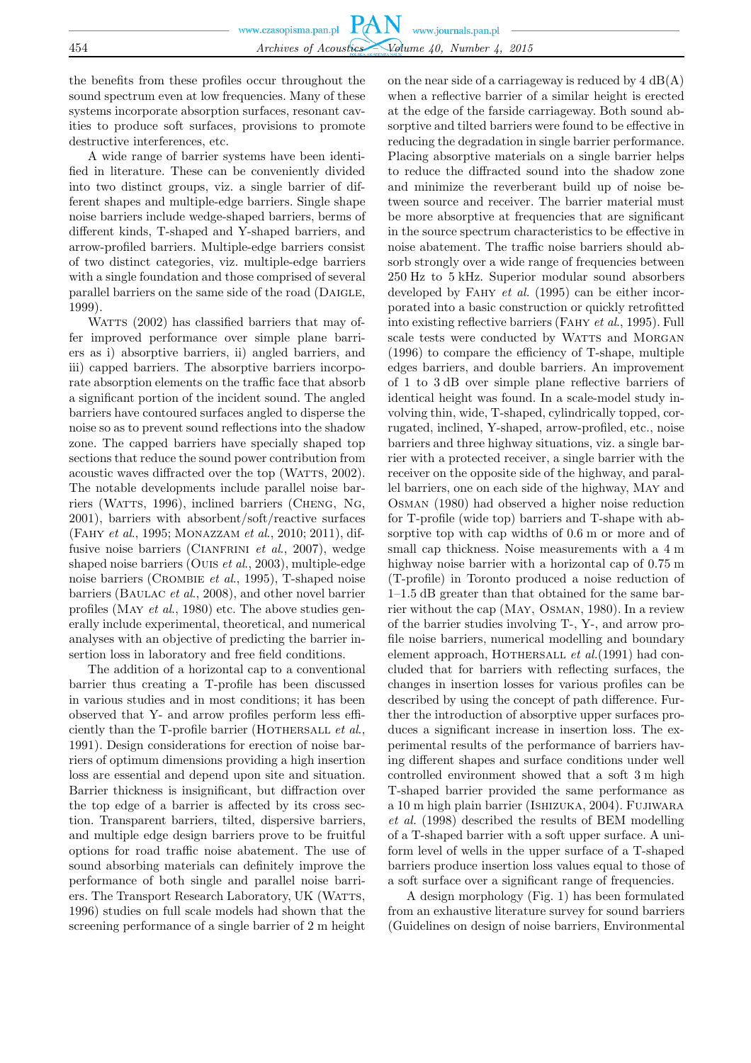the benefits from these profiles occur throughout the sound spectrum even at low frequencies. Many of these systems incorporate absorption surfaces, resonant cavities to produce soft surfaces, provisions to promote destructive interferences, etc.

A wide range of barrier systems have been identified in literature. These can be conveniently divided into two distinct groups, viz. a single barrier of different shapes and multiple-edge barriers. Single shape noise barriers include wedge-shaped barriers, berms of different kinds, T-shaped and Y-shaped barriers, and arrow-profiled barriers. Multiple-edge barriers consist of two distinct categories, viz. multiple-edge barriers with a single foundation and those comprised of several parallel barriers on the same side of the road (Daigle, 1999).

Watts (2002) has classified barriers that may offer improved performance over simple plane barriers as i) absorptive barriers, ii) angled barriers, and iii) capped barriers. The absorptive barriers incorporate absorption elements on the traffic face that absorb a significant portion of the incident sound. The angled barriers have contoured surfaces angled to disperse the noise so as to prevent sound reflections into the shadow zone. The capped barriers have specially shaped top sections that reduce the sound power contribution from acoustic waves diffracted over the top (Watts, 2002). The notable developments include parallel noise barriers (Watts, 1996), inclined barriers (Cheng, Ng, 2001), barriers with absorbent/soft/reactive surfaces (Fahy *et al.*, 1995; Monazzam *et al.*, 2010; 2011), diffusive noise barriers (Cianfrini *et al.*, 2007), wedge shaped noise barriers (Ouis *et al.*, 2003), multiple-edge noise barriers (Crombie *et al.*, 1995), T-shaped noise barriers (Baulac *et al.*, 2008), and other novel barrier profiles (May *et al.*, 1980) etc. The above studies generally include experimental, theoretical, and numerical analyses with an objective of predicting the barrier insertion loss in laboratory and free field conditions.

The addition of a horizontal cap to a conventional barrier thus creating a T-profile has been discussed in various studies and in most conditions; it has been observed that Y- and arrow profiles perform less efficiently than the T-profile barrier (Hothersall *et al.*, 1991). Design considerations for erection of noise barriers of optimum dimensions providing a high insertion loss are essential and depend upon site and situation. Barrier thickness is insignificant, but diffraction over the top edge of a barrier is affected by its cross section. Transparent barriers, tilted, dispersive barriers, and multiple edge design barriers prove to be fruitful options for road traffic noise abatement. The use of sound absorbing materials can definitely improve the performance of both single and parallel noise barriers. The Transport Research Laboratory, UK (Watts, 1996) studies on full scale models had shown that the screening performance of a single barrier of 2 m height on the near side of a carriageway is reduced by 4 dB(A) when a reflective barrier of a similar height is erected at the edge of the farside carriageway. Both sound absorptive and tilted barriers were found to be effective in reducing the degradation in single barrier performance. Placing absorptive materials on a single barrier helps to reduce the diffracted sound into the shadow zone and minimize the reverberant build up of noise between source and receiver. The barrier material must be more absorptive at frequencies that are significant in the source spectrum characteristics to be effective in noise abatement. The traffic noise barriers should absorb strongly over a wide range of frequencies between 250 Hz to 5 kHz. Superior modular sound absorbers developed by Fahy *et al.* (1995) can be either incorporated into a basic construction or quickly retrofitted into existing reflective barriers (Fahy *et al.*, 1995). Full scale tests were conducted by Watts and Morgan (1996) to compare the efficiency of T-shape, multiple edges barriers, and double barriers. An improvement of 1 to 3 dB over simple plane reflective barriers of identical height was found. In a scale-model study involving thin, wide, T-shaped, cylindrically topped, corrugated, inclined, Y-shaped, arrow-profiled, etc., noise barriers and three highway situations, viz. a single barrier with a protected receiver, a single barrier with the receiver on the opposite side of the highway, and parallel barriers, one on each side of the highway, May and Osman (1980) had observed a higher noise reduction for T-profile (wide top) barriers and T-shape with absorptive top with cap widths of 0.6 m or more and of small cap thickness. Noise measurements with a 4 m highway noise barrier with a horizontal cap of 0.75 m (T-profile) in Toronto produced a noise reduction of 1–1.5 dB greater than that obtained for the same barrier without the cap (May, Osman, 1980). In a review of the barrier studies involving T-, Y-, and arrow profile noise barriers, numerical modelling and boundary element approach, Hothersall *et al.*(1991) had concluded that for barriers with reflecting surfaces, the changes in insertion losses for various profiles can be described by using the concept of path difference. Further the introduction of absorptive upper surfaces produces a significant increase in insertion loss. The experimental results of the performance of barriers having different shapes and surface conditions under well controlled environment showed that a soft 3 m high T-shaped barrier provided the same performance as a 10 m high plain barrier (Ishizuka, 2004). Fujiwara *et al.* (1998) described the results of BEM modelling of a T-shaped barrier with a soft upper surface. A uniform level of wells in the upper surface of a T-shaped barriers produce insertion loss values equal to those of a soft surface over a significant range of frequencies.

A design morphology (Fig. 1) has been formulated from an exhaustive literature survey for sound barriers (Guidelines on design of noise barriers, Environmental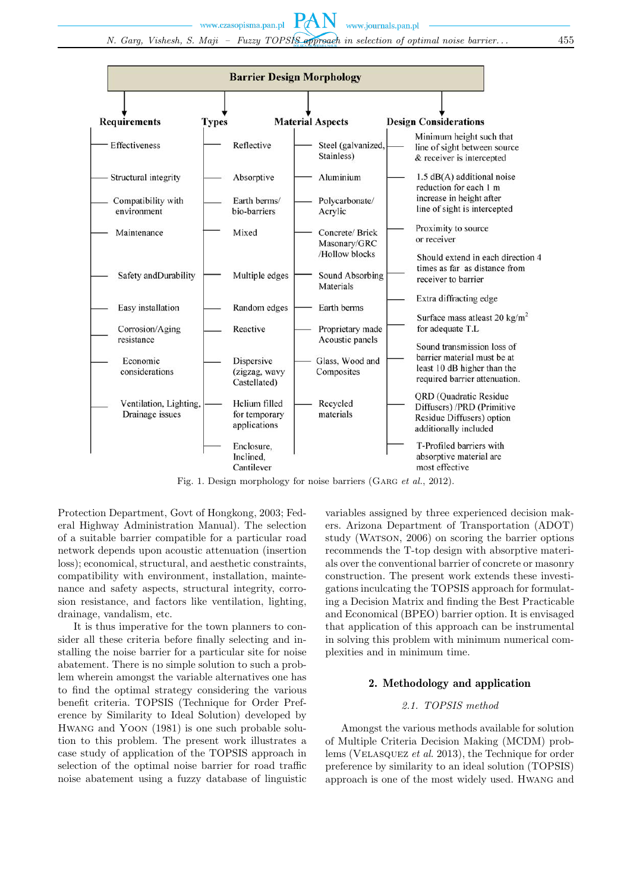**Barrier Design Morphology**

**Requirements**
- Effectiveness
- Structural integrity
- Compatibility with environment
- Maintenance
- Safety andDurability
- Easy installation
- Corrosion/Aging resistance
- Economic considerations
- Ventilation, Lighting, Drainage issues

**Types**
- Reflective
- Absorptive
- Earth berms/ bio-barriers
- Mixed
- Multiple edges
- Random edges
- Reactive
- Dispersive (zigzag, wavy Castellated)
- Helium filled for temporary applications
- Enclosure, Inclined, Cantilever

**Material Aspects**
- Steel (galvanized, Stainless)
- Aluminium
- Polycarbonate/ Acrylic
- Concrete/ Brick Masonary/GRC /Hollow blocks
- Sound Absorbing Materials
- Earth berms
- Proprietary made Acoustic panels
- Glass, Wood and Composites
- Recycled materials

**Design Considerations**
- Minimum height such that line of sight between source & receiver is intercepted
- 1.5 dB(A) additional noise reduction for each 1 m increase in height after line of sight is intercepted
- Proximity to source or receiver
- Should extend in each direction 4 times as far as distance from receiver to barrier
- Extra diffracting edge
- Surface mass atleast 20 kg/m$^2$ for adequate T.L
- Sound transmission loss of barrier material must be at least 10 dB higher than the required barrier attenuation.
- QRD (Quadratic Residue Diffusers) /PRD (Primitive Residue Diffusers) option additionally included
- T-Profiled barriers with absorptive material are most effective

Fig. 1. Design morphology for noise barriers (Garg *et al.*, 2012).

Protection Department, Govt of Hongkong, 2003; Federal Highway Administration Manual). The selection of a suitable barrier compatible for a particular road network depends upon acoustic attenuation (insertion loss); economical, structural, and aesthetic constraints, compatibility with environment, installation, maintenance and safety aspects, structural integrity, corrosion resistance, and factors like ventilation, lighting, drainage, vandalism, etc.

It is thus imperative for the town planners to consider all these criteria before finally selecting and installing the noise barrier for a particular site for noise abatement. There is no simple solution to such a problem wherein amongst the variable alternatives one has to find the optimal strategy considering the various benefit criteria. TOPSIS (Technique for Order Preference by Similarity to Ideal Solution) developed by Hwang and Yoon (1981) is one such probable solution to this problem. The present work illustrates a case study of application of the TOPSIS approach in selection of the optimal noise barrier for road traffic noise abatement using a fuzzy database of linguistic variables assigned by three experienced decision makers. Arizona Department of Transportation (ADOT) study (Watson, 2006) on scoring the barrier options recommends the T-top design with absorptive materials over the conventional barrier of concrete or masonry construction. The present work extends these investigations inculcating the TOPSIS approach for formulating a Decision Matrix and finding the Best Practicable and Economical (BPEO) barrier option. It is envisaged that application of this approach can be instrumental in solving this problem with minimum numerical complexities and in minimum time.

## 2. Methodology and application

### *2.1. TOPSIS method*

Amongst the various methods available for solution of Multiple Criteria Decision Making (MCDM) problems (Velasquez *et al.* 2013), the Technique for order preference by similarity to an ideal solution (TOPSIS) approach is one of the most widely used. Hwang and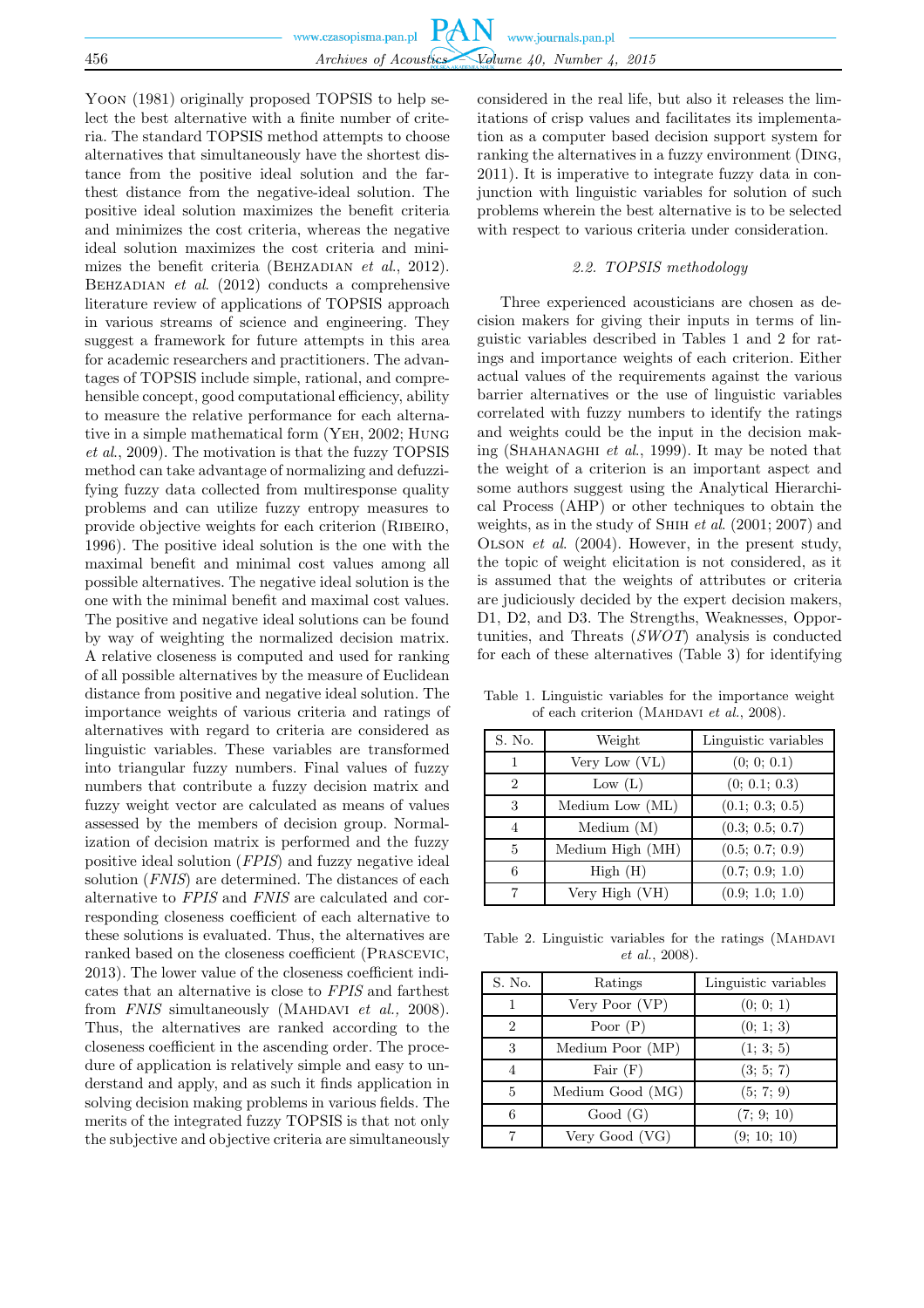Yoon (1981) originally proposed TOPSIS to help select the best alternative with a finite number of criteria. The standard TOPSIS method attempts to choose alternatives that simultaneously have the shortest distance from the positive ideal solution and the farthest distance from the negative-ideal solution. The positive ideal solution maximizes the benefit criteria and minimizes the cost criteria, whereas the negative ideal solution maximizes the cost criteria and minimizes the benefit criteria (Behzadian *et al.*, 2012). Behzadian *et al.* (2012) conducts a comprehensive literature review of applications of TOPSIS approach in various streams of science and engineering. They suggest a framework for future attempts in this area for academic researchers and practitioners. The advantages of TOPSIS include simple, rational, and comprehensible concept, good computational efficiency, ability to measure the relative performance for each alternative in a simple mathematical form (Yeh, 2002; Hung *et al.*, 2009). The motivation is that the fuzzy TOPSIS method can take advantage of normalizing and defuzzifying fuzzy data collected from multiresponse quality problems and can utilize fuzzy entropy measures to provide objective weights for each criterion (Ribeiro, 1996). The positive ideal solution is the one with the maximal benefit and minimal cost values among all possible alternatives. The negative ideal solution is the one with the minimal benefit and maximal cost values. The positive and negative ideal solutions can be found by way of weighting the normalized decision matrix. A relative closeness is computed and used for ranking of all possible alternatives by the measure of Euclidean distance from positive and negative ideal solution. The importance weights of various criteria and ratings of alternatives with regard to criteria are considered as linguistic variables. These variables are transformed into triangular fuzzy numbers. Final values of fuzzy numbers that contribute a fuzzy decision matrix and fuzzy weight vector are calculated as means of values assessed by the members of decision group. Normalization of decision matrix is performed and the fuzzy positive ideal solution (*FPIS*) and fuzzy negative ideal solution (*FNIS*) are determined. The distances of each alternative to *FPIS* and *FNIS* are calculated and corresponding closeness coefficient of each alternative to these solutions is evaluated. Thus, the alternatives are ranked based on the closeness coefficient (Prascevic, 2013). The lower value of the closeness coefficient indicates that an alternative is close to *FPIS* and farthest from *FNIS* simultaneously (Mahdavi *et al.,* 2008). Thus, the alternatives are ranked according to the closeness coefficient in the ascending order. The procedure of application is relatively simple and easy to understand and apply, and as such it finds application in solving decision making problems in various fields. The merits of the integrated fuzzy TOPSIS is that not only the subjective and objective criteria are simultaneously considered in the real life, but also it releases the limitations of crisp values and facilitates its implementation as a computer based decision support system for ranking the alternatives in a fuzzy environment (Ding, 2011). It is imperative to integrate fuzzy data in conjunction with linguistic variables for solution of such problems wherein the best alternative is to be selected with respect to various criteria under consideration.

### 2.2. TOPSIS methodology

Three experienced acousticians are chosen as decision makers for giving their inputs in terms of linguistic variables described in Tables 1 and 2 for ratings and importance weights of each criterion. Either actual values of the requirements against the various barrier alternatives or the use of linguistic variables correlated with fuzzy numbers to identify the ratings and weights could be the input in the decision making (Shahanaghi *et al.*, 1999). It may be noted that the weight of a criterion is an important aspect and some authors suggest using the Analytical Hierarchical Process (AHP) or other techniques to obtain the weights, as in the study of Shih *et al.* (2001; 2007) and Olson *et al.* (2004). However, in the present study, the topic of weight elicitation is not considered, as it is assumed that the weights of attributes or criteria are judiciously decided by the expert decision makers, D1, D2, and D3. The Strengths, Weaknesses, Opportunities, and Threats (*SWOT*) analysis is conducted for each of these alternatives (Table 3) for identifying

Table 1. Linguistic variables for the importance weight of each criterion (Mahdavi *et al.*, 2008).

| S. No. | Weight | Linguistic variables |
|---|---|---|
| 1 | Very Low (VL) | (0; 0; 0.1) |
| 2 | Low (L) | (0; 0.1; 0.3) |
| 3 | Medium Low (ML) | (0.1; 0.3; 0.5) |
| 4 | Medium (M) | (0.3; 0.5; 0.7) |
| 5 | Medium High (MH) | (0.5; 0.7; 0.9) |
| 6 | High (H) | (0.7; 0.9; 1.0) |
| 7 | Very High (VH) | (0.9; 1.0; 1.0) |

Table 2. Linguistic variables for the ratings (Mahdavi *et al.*, 2008).

| S. No. | Ratings | Linguistic variables |
|---|---|---|
| 1 | Very Poor (VP) | (0; 0; 1) |
| 2 | Poor (P) | (0; 1; 3) |
| 3 | Medium Poor (MP) | (1; 3; 5) |
| 4 | Fair (F) | (3; 5; 7) |
| 5 | Medium Good (MG) | (5; 7; 9) |
| 6 | Good (G) | (7; 9; 10) |
| 7 | Very Good (VG) | (9; 10; 10) |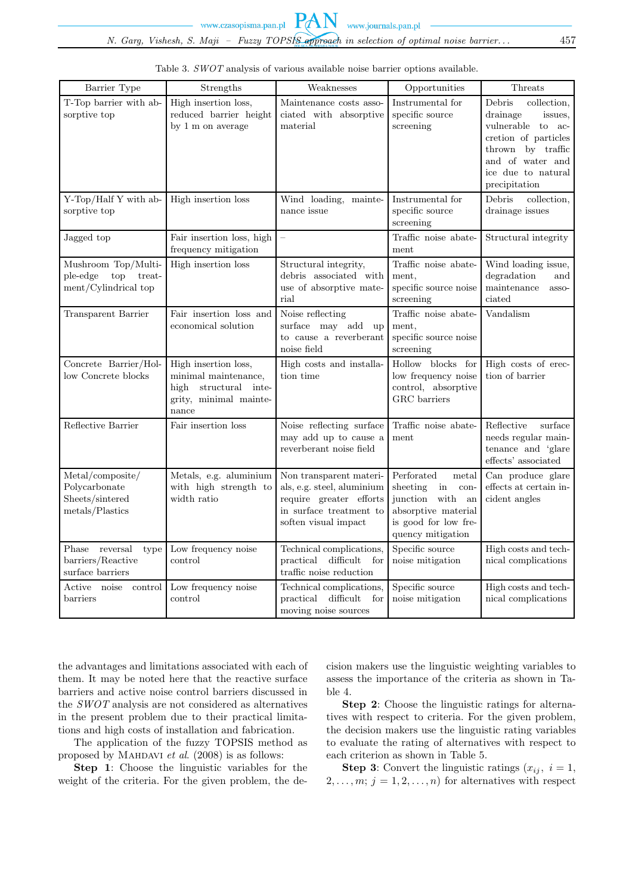Table 3. *SWOT* analysis of various available noise barrier options available.

| Barrier Type | Strengths | Weaknesses | Opportunities | Threats |
|---|---|---|---|---|
| T-Top barrier with absorptive top | High insertion loss, reduced barrier height by 1 m on average | Maintenance costs associated with absorptive material | Instrumental for specific source screening | Debris collection, drainage issues, vulnerable to accretion of particles thrown by traffic and of water and ice due to natural precipitation |
| Y-Top/Half Y with absorptive top | High insertion loss | Wind loading, maintenance issue | Instrumental for specific source screening | Debris collection, drainage issues |
| Jagged top | Fair insertion loss, high frequency mitigation | – | Traffic noise abatement | Structural integrity |
| Mushroom Top/Multiple-edge top treatment/Cylindrical top | High insertion loss | Structural integrity, debris associated with use of absorptive material | Traffic noise abatement, specific source noise screening | Wind loading issue, degradation and maintenance associated |
| Transparent Barrier | Fair insertion loss and economical solution | Noise reflecting surface may add up to cause a reverberant noise field | Traffic noise abatement, specific source noise screening | Vandalism |
| Concrete Barrier/Hollow Concrete blocks | High insertion loss, minimal maintenance, high structural integrity, minimal maintenance | High costs and installation time | Hollow blocks for low frequency noise control, absorptive GRC barriers | High costs of erection of barrier |
| Reflective Barrier | Fair insertion loss | Noise reflecting surface may add up to cause a reverberant noise field | Traffic noise abatement | Reflective surface needs regular maintenance and 'glare effects' associated |
| Metal/composite/ Polycarbonate Sheets/sintered metals/Plastics | Metals, e.g. aluminium with high strength to width ratio | Non transparent materials, e.g. steel, aluminium require greater efforts in surface treatment to soften visual impact | Perforated metal sheeting in conjunction with an absorptive material is good for low frequency mitigation | Can produce glare effects at certain incident angles |
| Phase reversal type barriers/Reactive surface barriers | Low frequency noise control | Technical complications, practical difficult for traffic noise reduction | Specific source noise mitigation | High costs and technical complications |
| Active noise control barriers | Low frequency noise control | Technical complications, practical difficult for moving noise sources | Specific source noise mitigation | High costs and technical complications |

the advantages and limitations associated with each of them. It may be noted here that the reactive surface barriers and active noise control barriers discussed in the *SWOT* analysis are not considered as alternatives in the present problem due to their practical limitations and high costs of installation and fabrication.

The application of the fuzzy TOPSIS method as proposed by Mahdavi *et al.* (2008) is as follows:

**Step 1**: Choose the linguistic variables for the weight of the criteria. For the given problem, the decision makers use the linguistic weighting variables to assess the importance of the criteria as shown in Table 4.

**Step 2**: Choose the linguistic ratings for alternatives with respect to criteria. For the given problem, the decision makers use the linguistic rating variables to evaluate the rating of alternatives with respect to each criterion as shown in Table 5.

**Step 3**: Convert the linguistic ratings ($x_{ij}$, $i = 1, 2, \ldots, m$; $j = 1, 2, \ldots, n$) for alternatives with respect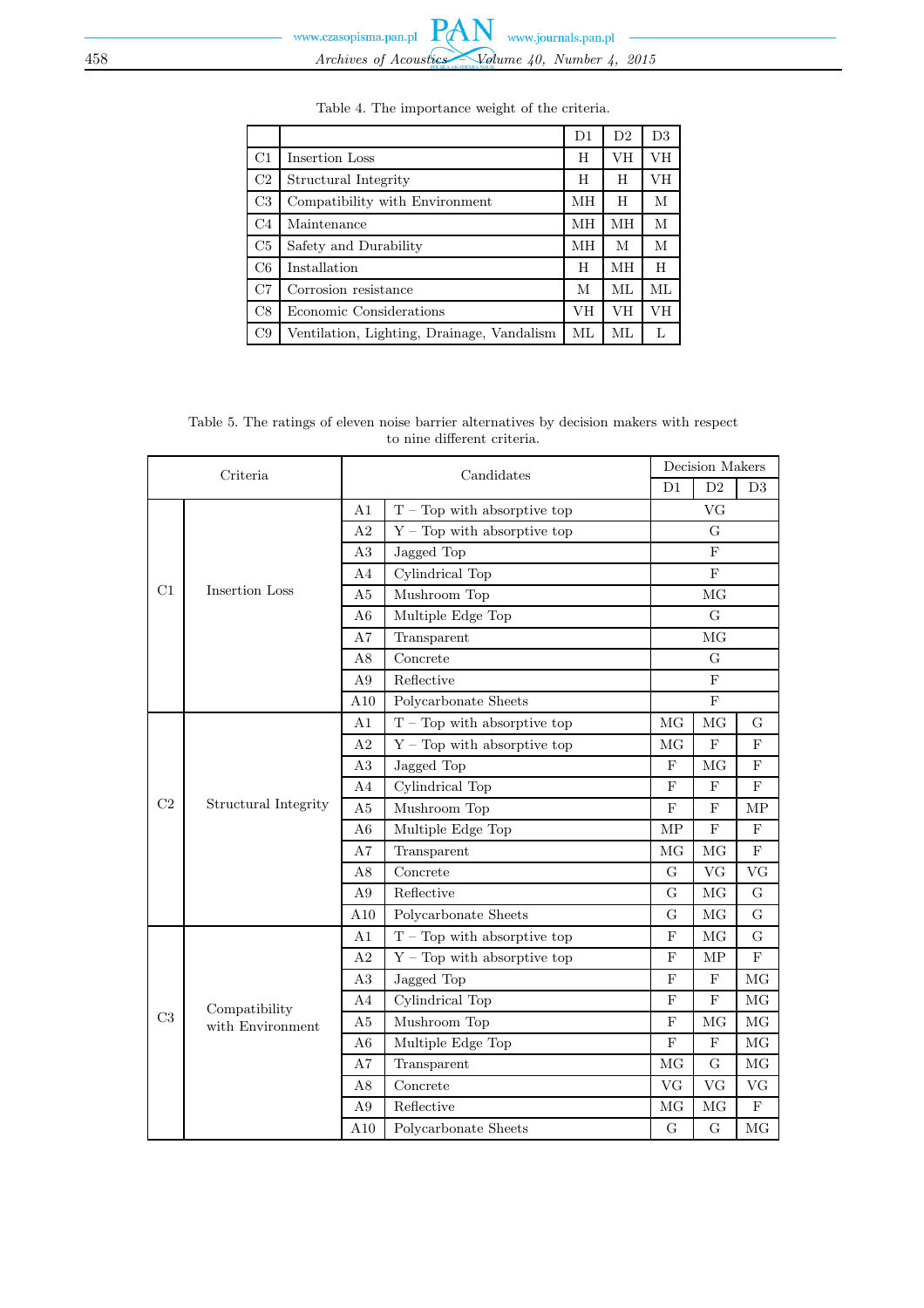Table 4. The importance weight of the criteria.

| | | D1 | D2 | D3 |
|---|---|---|---|---|
| C1 | Insertion Loss | H | VH | VH |
| C2 | Structural Integrity | H | H | VH |
| C3 | Compatibility with Environment | MH | H | M |
| C4 | Maintenance | MH | MH | M |
| C5 | Safety and Durability | MH | M | M |
| C6 | Installation | H | MH | H |
| C7 | Corrosion resistance | M | ML | ML |
| C8 | Economic Considerations | VH | VH | VH |
| C9 | Ventilation, Lighting, Drainage, Vandalism | ML | ML | L |

Table 5. The ratings of eleven noise barrier alternatives by decision makers with respect to nine different criteria.

| Criteria | | Candidates | | Decision Makers | | |
|---|---|---|---|---|---|---|
| | | | | D1 | D2 | D3 |
| C1 | Insertion Loss | A1 | T – Top with absorptive top | | VG | |
| | | A2 | Y – Top with absorptive top | | G | |
| | | A3 | Jagged Top | | F | |
| | | A4 | Cylindrical Top | | F | |
| | | A5 | Mushroom Top | | MG | |
| | | A6 | Multiple Edge Top | | G | |
| | | A7 | Transparent | | MG | |
| | | A8 | Concrete | | G | |
| | | A9 | Reflective | | F | |
| | | A10 | Polycarbonate Sheets | | F | |
| C2 | Structural Integrity | A1 | T – Top with absorptive top | MG | MG | G |
| | | A2 | Y – Top with absorptive top | MG | F | F |
| | | A3 | Jagged Top | F | MG | F |
| | | A4 | Cylindrical Top | F | F | F |
| | | A5 | Mushroom Top | F | F | MP |
| | | A6 | Multiple Edge Top | MP | F | F |
| | | A7 | Transparent | MG | MG | F |
| | | A8 | Concrete | G | VG | VG |
| | | A9 | Reflective | G | MG | G |
| | | A10 | Polycarbonate Sheets | G | MG | G |
| C3 | Compatibility with Environment | A1 | T – Top with absorptive top | F | MG | G |
| | | A2 | Y – Top with absorptive top | F | MP | F |
| | | A3 | Jagged Top | F | F | MG |
| | | A4 | Cylindrical Top | F | F | MG |
| | | A5 | Mushroom Top | F | MG | MG |
| | | A6 | Multiple Edge Top | F | F | MG |
| | | A7 | Transparent | MG | G | MG |
| | | A8 | Concrete | VG | VG | VG |
| | | A9 | Reflective | MG | MG | F |
| | | A10 | Polycarbonate Sheets | G | G | MG |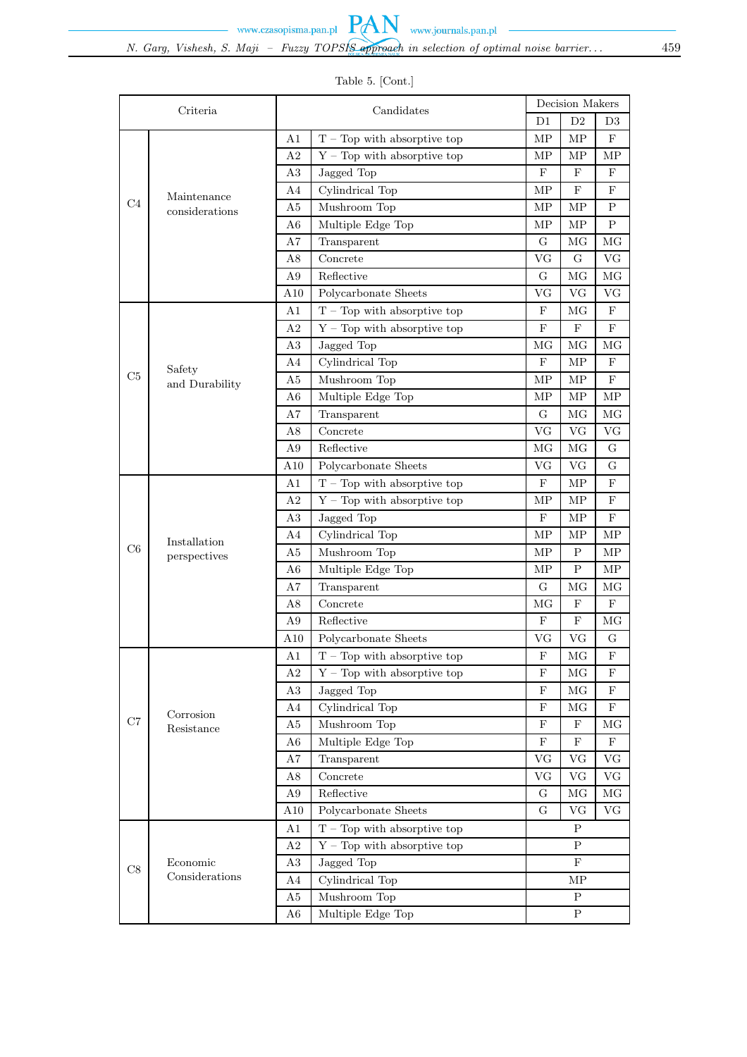Table 5. [Cont.]

| Criteria | | Candidates | | Decision Makers | | |
|---|---|---|---|---|---|---|
| | | | | D1 | D2 | D3 |
| C4 | Maintenance considerations | A1 | T – Top with absorptive top | MP | MP | F |
| | | A2 | Y – Top with absorptive top | MP | MP | MP |
| | | A3 | Jagged Top | F | F | F |
| | | A4 | Cylindrical Top | MP | F | F |
| | | A5 | Mushroom Top | MP | MP | P |
| | | A6 | Multiple Edge Top | MP | MP | P |
| | | A7 | Transparent | G | MG | MG |
| | | A8 | Concrete | VG | G | VG |
| | | A9 | Reflective | G | MG | MG |
| | | A10 | Polycarbonate Sheets | VG | VG | VG |
| C5 | Safety and Durability | A1 | T – Top with absorptive top | F | MG | F |
| | | A2 | Y – Top with absorptive top | F | F | F |
| | | A3 | Jagged Top | MG | MG | MG |
| | | A4 | Cylindrical Top | F | MP | F |
| | | A5 | Mushroom Top | MP | MP | F |
| | | A6 | Multiple Edge Top | MP | MP | MP |
| | | A7 | Transparent | G | MG | MG |
| | | A8 | Concrete | VG | VG | VG |
| | | A9 | Reflective | MG | MG | G |
| | | A10 | Polycarbonate Sheets | VG | VG | G |
| C6 | Installation perspectives | A1 | T – Top with absorptive top | F | MP | F |
| | | A2 | Y – Top with absorptive top | MP | MP | F |
| | | A3 | Jagged Top | F | MP | F |
| | | A4 | Cylindrical Top | MP | MP | MP |
| | | A5 | Mushroom Top | MP | P | MP |
| | | A6 | Multiple Edge Top | MP | P | MP |
| | | A7 | Transparent | G | MG | MG |
| | | A8 | Concrete | MG | F | F |
| | | A9 | Reflective | F | F | MG |
| | | A10 | Polycarbonate Sheets | VG | VG | G |
| C7 | Corrosion Resistance | A1 | T – Top with absorptive top | F | MG | F |
| | | A2 | Y – Top with absorptive top | F | MG | F |
| | | A3 | Jagged Top | F | MG | F |
| | | A4 | Cylindrical Top | F | MG | F |
| | | A5 | Mushroom Top | F | F | MG |
| | | A6 | Multiple Edge Top | F | F | F |
| | | A7 | Transparent | VG | VG | VG |
| | | A8 | Concrete | VG | VG | VG |
| | | A9 | Reflective | G | MG | MG |
| | | A10 | Polycarbonate Sheets | G | VG | VG |
| C8 | Economic Considerations | A1 | T – Top with absorptive top | | P | |
| | | A2 | Y – Top with absorptive top | | P | |
| | | A3 | Jagged Top | | F | |
| | | A4 | Cylindrical Top | | MP | |
| | | A5 | Mushroom Top | | P | |
| | | A6 | Multiple Edge Top | | P | |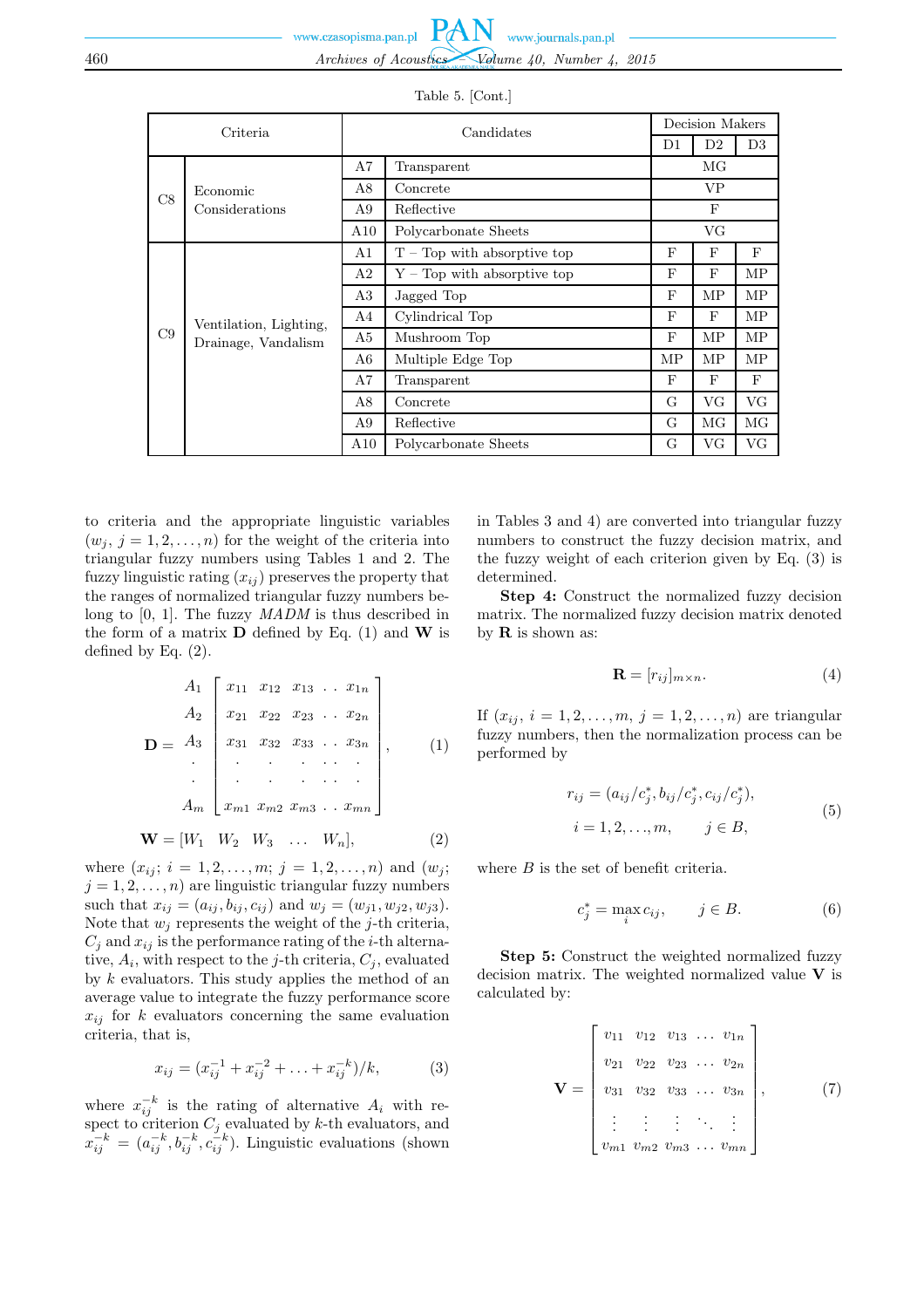Table 5. [Cont.]

| Criteria | | Candidates | | Decision Makers | | |
|---|---|---|---|---|---|---|
| | | | | D1 | D2 | D3 |
| C8 | Economic Considerations | A7 | Transparent | MG | | |
| | | A8 | Concrete | VP | | |
| | | A9 | Reflective | F | | |
| | | A10 | Polycarbonate Sheets | VG | | |
| C9 | Ventilation, Lighting, Drainage, Vandalism | A1 | T – Top with absorptive top | F | F | F |
| | | A2 | Y – Top with absorptive top | F | F | MP |
| | | A3 | Jagged Top | F | MP | MP |
| | | A4 | Cylindrical Top | F | F | MP |
| | | A5 | Mushroom Top | F | MP | MP |
| | | A6 | Multiple Edge Top | MP | MP | MP |
| | | A7 | Transparent | F | F | F |
| | | A8 | Concrete | G | VG | VG |
| | | A9 | Reflective | G | MG | MG |
| | | A10 | Polycarbonate Sheets | G | VG | VG |

to criteria and the appropriate linguistic variables ($w_j$, $j = 1, 2, \ldots, n$) for the weight of the criteria into triangular fuzzy numbers using Tables 1 and 2. The fuzzy linguistic rating ($x_{ij}$) preserves the property that the ranges of normalized triangular fuzzy numbers belong to [0, 1]. The fuzzy *MADM* is thus described in the form of a matrix **D** defined by Eq. (1) and **W** is defined by Eq. (2).

$$\mathbf{D} = \begin{matrix} A_1 \\ A_2 \\ A_3 \\ \cdot \\ \cdot \\ A_m \end{matrix} \begin{bmatrix} x_{11} & x_{12} & x_{13} & . \; . & x_{1n} \\ x_{21} & x_{22} & x_{23} & . \; . & x_{2n} \\ x_{31} & x_{32} & x_{33} & . \; . & x_{3n} \\ \cdot & \cdot & \cdot & \cdot \; \cdot & \cdot \\ \cdot & \cdot & \cdot & \cdot \; \cdot & \cdot \\ x_{m1} & x_{m2} & x_{m3} & . \; . & x_{mn} \end{bmatrix}, \tag{1}$$

$$\mathbf{W} = [W_1 \quad W_2 \quad W_3 \quad \ldots \quad W_n], \tag{2}$$

where ($x_{ij}$; $i = 1, 2, \ldots, m$; $j = 1, 2, \ldots, n$) and ($w_j$; $j = 1, 2, \ldots, n$) are linguistic triangular fuzzy numbers such that $x_{ij} = (a_{ij}, b_{ij}, c_{ij})$ and $w_j = (w_{j1}, w_{j2}, w_{j3})$. Note that $w_j$ represents the weight of the $j$-th criteria, $C_j$ and $x_{ij}$ is the performance rating of the $i$-th alternative, $A_i$, with respect to the $j$-th criteria, $C_j$, evaluated by $k$ evaluators. This study applies the method of an average value to integrate the fuzzy performance score $x_{ij}$ for $k$ evaluators concerning the same evaluation criteria, that is,

$$x_{ij} = (x_{ij}^{-1} + x_{ij}^{-2} + \ldots + x_{ij}^{-k})/k, \tag{3}$$

where $x_{ij}^{-k}$ is the rating of alternative $A_i$ with respect to criterion $C_j$ evaluated by $k$-th evaluators, and $x_{ij}^{-k} = (a_{ij}^{-k}, b_{ij}^{-k}, c_{ij}^{-k})$. Linguistic evaluations (shown in Tables 3 and 4) are converted into triangular fuzzy numbers to construct the fuzzy decision matrix, and the fuzzy weight of each criterion given by Eq. (3) is determined.

**Step 4:** Construct the normalized fuzzy decision matrix. The normalized fuzzy decision matrix denoted by **R** is shown as:

$$\mathbf{R} = [r_{ij}]_{m \times n}. \tag{4}$$

If ($x_{ij}$, $i = 1, 2, \ldots, m$, $j = 1, 2, \ldots, n$) are triangular fuzzy numbers, then the normalization process can be performed by

$$\begin{gathered} r_{ij} = (a_{ij}/c_j^*, b_{ij}/c_j^*, c_{ij}/c_j^*), \\ i = 1, 2, \ldots, m, \qquad j \in B, \end{gathered} \tag{5}$$

where $B$ is the set of benefit criteria.

$$c_j^* = \max_i c_{ij}, \qquad j \in B. \tag{6}$$

**Step 5:** Construct the weighted normalized fuzzy decision matrix. The weighted normalized value **V** is calculated by:

$$\mathbf{V} = \begin{bmatrix} v_{11} & v_{12} & v_{13} & \ldots & v_{1n} \\ v_{21} & v_{22} & v_{23} & \ldots & v_{2n} \\ v_{31} & v_{32} & v_{33} & \ldots & v_{3n} \\ \vdots & \vdots & \vdots & \ddots & \vdots \\ v_{m1} & v_{m2} & v_{m3} & \ldots & v_{mn} \end{bmatrix}, \tag{7}$$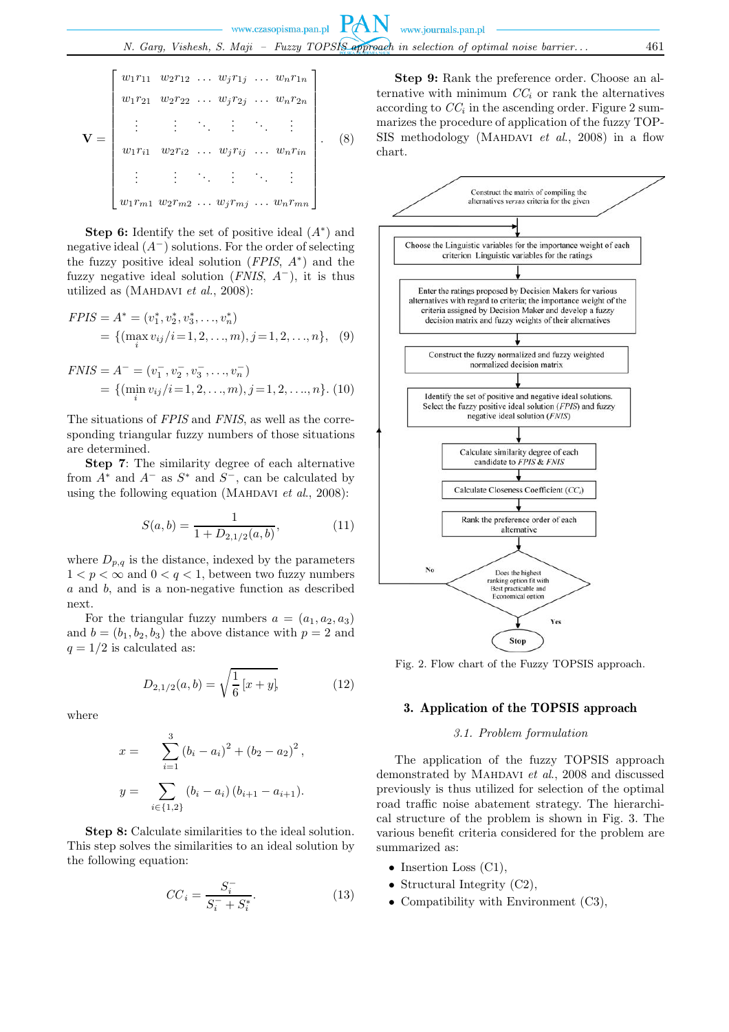$$
\mathbf{V} = \begin{bmatrix} w_1 r_{11} & w_2 r_{12} & \dots & w_j r_{1j} & \dots & w_n r_{1n} \\ w_1 r_{21} & w_2 r_{22} & \dots & w_j r_{2j} & \dots & w_n r_{2n} \\ \vdots & \vdots & \ddots & \vdots & \ddots & \vdots \\ w_1 r_{i1} & w_2 r_{i2} & \dots & w_j r_{ij} & \dots & w_n r_{in} \\ \vdots & \vdots & \ddots & \vdots & \ddots & \vdots \\ w_1 r_{m1} & w_2 r_{m2} & \dots & w_j r_{mj} & \dots & w_n r_{mn} \end{bmatrix}. \tag{8}
$$

**Step 6:** Identify the set of positive ideal ($A^*$) and negative ideal ($A^-$) solutions. For the order of selecting the fuzzy positive ideal solution (*FPIS*, $A^*$) and the fuzzy negative ideal solution (*FNIS*, $A^-$), it is thus utilized as (Mahdavi *et al.*, 2008):

$$
\begin{aligned} FPIS = A^* &= (v_1^*, v_2^*, v_3^*, \dots, v_n^*) \\ &= \{(\max_i v_{ij} / i = 1, 2, \dots, m), j = 1, 2, \dots, n\}, \end{aligned} \tag{9}
$$

$$
\begin{aligned} FNIS = A^- &= (v_1^-, v_2^-, v_3^-, \dots, v_n^-) \\ &= \{(\min_i v_{ij} / i = 1, 2, \dots, m), j = 1, 2, \dots, n\}. \end{aligned} \tag{10}
$$

The situations of *FPIS* and *FNIS*, as well as the corresponding triangular fuzzy numbers of those situations are determined.

**Step 7**: The similarity degree of each alternative from $A^*$ and $A^-$ as $S^*$ and $S^-$, can be calculated by using the following equation (Mahdavi *et al.*, 2008):

$$
S(a, b) = \frac{1}{1 + D_{2,1/2}(a, b)}, \tag{11}
$$

where $D_{p,q}$ is the distance, indexed by the parameters $1 < p < \infty$ and $0 < q < 1$, between two fuzzy numbers $a$ and $b$, and is a non-negative function as described next.

For the triangular fuzzy numbers $a = (a_1, a_2, a_3)$ and $b = (b_1, b_2, b_3)$ the above distance with $p = 2$ and $q = 1/2$ is calculated as:

$$
D_{2,1/2}(a, b) = \sqrt{\frac{1}{6}[x + y]}, \tag{12}
$$

where

$$
x = \sum_{i=1}^{3} (b_i - a_i)^2 + (b_2 - a_2)^2,
$$

$$
y = \sum_{i \in \{1,2\}} (b_i - a_i)(b_{i+1} - a_{i+1}).
$$

**Step 8:** Calculate similarities to the ideal solution. This step solves the similarities to an ideal solution by the following equation:

$$
CC_i = \frac{S_i^-}{S_i^- + S_i^*}. \tag{13}
$$

**Step 9:** Rank the preference order. Choose an alternative with minimum $CC_i$ or rank the alternatives according to $CC_i$ in the ascending order. Figure 2 summarizes the procedure of application of the fuzzy TOPSIS methodology (Mahdavi *et al.*, 2008) in a flow chart.

Construct the matrix of compiling the alternatives *versus* criteria for the given

Choose the Linguistic variables for the importance weight of each criterion Linguistic variables for the ratings

Enter the ratings proposed by Decision Makers for various alternatives with regard to criteria; the importance weight of the criteria assigned by Decision Maker and develop a fuzzy decision matrix and fuzzy weights of their alternatives

Construct the fuzzy normalized and fuzzy weighted normalized decision matrix

Identify the set of positive and negative ideal solutions. Select the fuzzy positive ideal solution (*FPIS*) and fuzzy negative ideal solution (*FNIS*)

Calculate similarity degree of each candidate to *FPIS* & *FNIS*

Calculate Closeness Coefficient ($CC_i$)

Rank the preference order of each alternative

Does the highest ranking option fit with Best practicable and Economical option

No

Yes

Stop

Fig. 2. Flow chart of the Fuzzy TOPSIS approach.

## 3. Application of the TOPSIS approach

### 3.1. Problem formulation

The application of the fuzzy TOPSIS approach demonstrated by Mahdavi *et al.*, 2008 and discussed previously is thus utilized for selection of the optimal road traffic noise abatement strategy. The hierarchical structure of the problem is shown in Fig. 3. The various benefit criteria considered for the problem are summarized as:

- Insertion Loss (C1),
- Structural Integrity (C2),
- Compatibility with Environment (C3),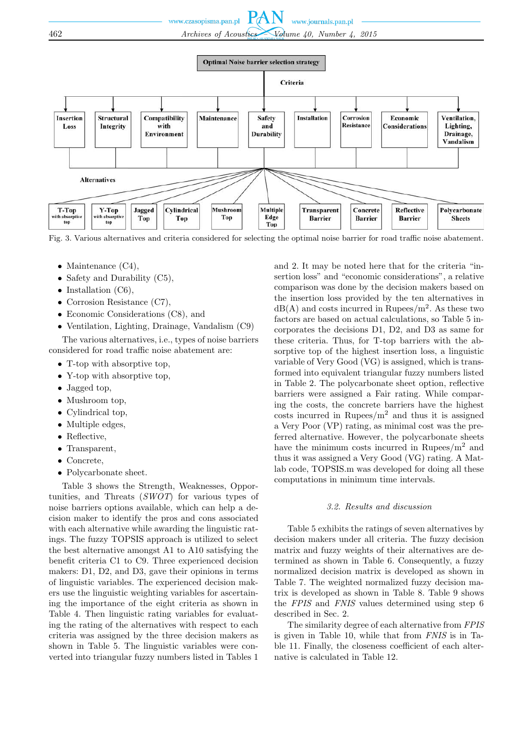Fig. 3. Various alternatives and criteria considered for selecting the optimal noise barrier for road traffic noise abatement.

- Maintenance (C4),
- Safety and Durability (C5),
- Installation (C6),
- Corrosion Resistance (C7),
- Economic Considerations (C8), and
- Ventilation, Lighting, Drainage, Vandalism (C9)

The various alternatives, i.e., types of noise barriers considered for road traffic noise abatement are:

- T-top with absorptive top,
- Y-top with absorptive top,
- Jagged top,
- Mushroom top,
- Cylindrical top,
- Multiple edges,
- Reflective,
- Transparent,
- Concrete,
- Polycarbonate sheet.

Table 3 shows the Strength, Weaknesses, Opportunities, and Threats (*SWOT*) for various types of noise barriers options available, which can help a decision maker to identify the pros and cons associated with each alternative while awarding the linguistic ratings. The fuzzy TOPSIS approach is utilized to select the best alternative amongst A1 to A10 satisfying the benefit criteria C1 to C9. Three experienced decision makers: D1, D2, and D3, gave their opinions in terms of linguistic variables. The experienced decision makers use the linguistic weighting variables for ascertaining the importance of the eight criteria as shown in Table 4. Then linguistic rating variables for evaluating the rating of the alternatives with respect to each criteria was assigned by the three decision makers as shown in Table 5. The linguistic variables were converted into triangular fuzzy numbers listed in Tables 1 and 2. It may be noted here that for the criteria "insertion loss" and "economic considerations", a relative comparison was done by the decision makers based on the insertion loss provided by the ten alternatives in dB(A) and costs incurred in Rupees/m$^2$. As these two factors are based on actual calculations, so Table 5 incorporates the decisions D1, D2, and D3 as same for these criteria. Thus, for T-top barriers with the absorptive top of the highest insertion loss, a linguistic variable of Very Good (VG) is assigned, which is transformed into equivalent triangular fuzzy numbers listed in Table 2. The polycarbonate sheet option, reflective barriers were assigned a Fair rating. While comparing the costs, the concrete barriers have the highest costs incurred in Rupees/m$^2$ and thus it is assigned a Very Poor (VP) rating, as minimal cost was the preferred alternative. However, the polycarbonate sheets have the minimum costs incurred in Rupees/m$^2$ and thus it was assigned a Very Good (VG) rating. A Matlab code, TOPSIS.m was developed for doing all these computations in minimum time intervals.

### 3.2. Results and discussion

Table 5 exhibits the ratings of seven alternatives by decision makers under all criteria. The fuzzy decision matrix and fuzzy weights of their alternatives are determined as shown in Table 6. Consequently, a fuzzy normalized decision matrix is developed as shown in Table 7. The weighted normalized fuzzy decision matrix is developed as shown in Table 8. Table 9 shows the *FPIS* and *FNIS* values determined using step 6 described in Sec. 2.

The similarity degree of each alternative from *FPIS* is given in Table 10, while that from *FNIS* is in Table 11. Finally, the closeness coefficient of each alternative is calculated in Table 12.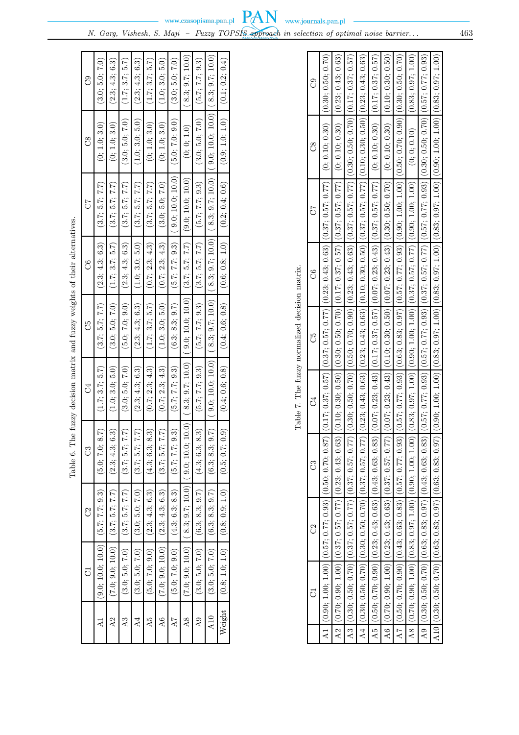Table 6. The fuzzy decision matrix and fuzzy weights of their alternatives.

| | C1 | C2 | C3 | C4 | C5 | C6 | C7 | C8 | C9 |
|---|---|---|---|---|---|---|---|---|---|
| A1 | (9.0; 10.0; 10.0) | (5.7; 7.7; 9.3) | (5.0; 7.0; 8.7) | (1.7; 3.7; 5.7) | (3.7; 5.7; 7.7) | (2.3; 4.3; 6.3) | (3.7; 5.7; 7.7) | (0; 1.0; 3.0) | (3.0; 5.0; 7.0) |
| A2 | (7.0; 9.0; 10.0) | (3.7; 5.7; 7.7) | (2.3; 4.3; 6.3) | (1.0; 3.0; 5.0) | (3.0; 5.0; 7.0) | (1.7; 3.7; 5.7) | (3.7; 5.7; 7.7) | (0; 1.0; 3.0) | (2.3; 4.3; 6.3) |
| A3 | (3.0; 5.0; 7.0) | (3.7; 5.7; 7.7) | (3.7; 5.7; 7.7) | (3.0; 5.0; 7.0) | (5.0; 7.0; 9.0) | (2.3; 4.3; 6.3) | (3.7; 5.7; 7.7) | (3.0; 5.0; 7.0) | (1.7; 3.7; 5.7) |
| A4 | (3.0; 5.0; 7.0) | (3.0; 5.0; 7.0) | (3.7; 5.7; 7.7) | (2.3; 4.3; 6.3) | (2.3; 4.3; 6.3) | (1.0; 3.0; 5.0) | (3.7; 5.7; 7.7) | (1.0; 3.0; 5.0) | (2.3; 4.3; 6.3) |
| A5 | (5.0; 7.0; 9.0) | (2.3; 4.3; 6.3) | (4.3; 6.3; 8.3) | (0.7; 2.3; 4.3) | (1.7; 3.7; 5.7) | (0.7; 2.3; 4.3) | (3.7; 5.7; 7.7) | (0; 1.0; 3.0) | (1.7; 3.7; 5.7) |
| A6 | (7.0; 9.0; 10.0) | (2.3; 4.3; 6.3) | (3.7; 5.7; 7.7) | (0.7; 2.3; 4.3) | (1.0; 3.0; 5.0) | (0.7; 2.3; 4.3) | (3.0; 5.0; 7.0) | (0; 1.0; 3.0) | (1.0; 3.0; 5.0) |
| A7 | (5.0; 7.0; 9.0) | (4.3; 6.3; 8.3) | (5.7; 7.7; 9.3) | (5.7; 7.7; 9.3) | (6.3; 8.3; 9.7) | (5.7; 7.7; 9.3) | (9.0; 10.0; 10.0) | (5.0; 7.0; 9.0) | (3.0; 5.0; 7.0) |
| A8 | (7.0; 9.0; 10.0) | (8.3; 9.7; 10.0) | (9.0; 10.0; 10.0) | (8.3; 9.7; 10.0) | (9.0; 10.0; 10.0) | (3.7; 5.7; 7.7) | (9.0; 10.0; 10.0) | (0; 0; 1.0) | (8.3; 9.7; 10.0) |
| A9 | (3.0; 5.0; 7.0) | (6.3; 8.3; 9.7) | (4.3; 6.3; 8.3) | (5.7; 7.7; 9.3) | (5.7; 7.7; 9.3) | (3.7; 5.7; 7.7) | (5.7; 7.7; 9.3) | (3.0; 5.0; 7.0) | (5.7; 7.7; 9.3) |
| A10 | (3.0; 5.0; 7.0) | (6.3; 8.3; 9.7) | (6.3; 8.3; 9.7) | (9.0; 10.0; 10.0) | (8.3; 9.7; 10.0) | (8.3; 9.7; 10.0) | (8.3; 9.7; 10.0) | (9.0; 10.0; 10.0) | (8.3; 9.7; 10.0) |
| Weight | (0.8; 1.0; 1.0) | (0.8; 0.9; 1.0) | (0.5; 0.7; 0.9) | (0.4; 0.6; 0.8) | (0.4; 0.6; 0.8) | (0.6; 0.8; 1.0) | (0.2; 0.4; 0.6) | (0.9; 1.0; 1.0) | (0.1; 0.2; 0.4) |

Table 7. The fuzzy normalized decision matrix.

| | C1 | C2 | C3 | C4 | C5 | C6 | C7 | C8 | C9 |
|---|---|---|---|---|---|---|---|---|---|
| A1 | (0.90; 1.00; 1.00) | (0.57; 0.77; 0.93) | (0.50; 0.70; 0.87) | (0.17; 0.37; 0.57) | (0.37; 0.57; 0.77) | (0.23; 0.43; 0.63) | (0.37; 0.57; 0.77) | (0; 0.10; 0.30) | (0.30; 0.50; 0.70) |
| A2 | (0.70; 0.90; 1.00) | (0.37; 0.57; 0.77) | (0.23; 0.43; 0.63) | (0.10; 0.30; 0.50) | (0.30; 0.50; 0.70) | (0.17; 0.37; 0.57) | (0.37; 0.57; 0.77) | (0; 0.10; 0.30) | (0.23; 0.43; 0.63) |
| A3 | (0.30; 0.50; 0.70) | (0.37; 0.57; 0.77) | (0.37; 0.57; 0.77) | (0.30; 0.50; 0.70) | (0.50; 0.70; 0.90) | (0.23; 0.43; 0.63) | (0.37; 0.57; 0.77) | (0.30; 0.50; 0.70) | (0.17; 0.37; 0.57) |
| A4 | (0.30; 0.50; 0.70) | (0.30; 0.50; 0.70) | (0.37; 0.57; 0.77) | (0.23; 0.43; 0.63) | (0.23; 0.43; 0.63) | (0.10; 0.30; 0.50) | (0.37; 0.57; 0.77) | (0.10; 0.30; 0.50) | (0.23; 0.43; 0.63) |
| A5 | (0.50; 0.70; 0.90) | (0.23; 0.43; 0.63) | (0.43; 0.63; 0.83) | (0.07; 0.23; 0.43) | (0.17; 0.37; 0.57) | (0.07; 0.23; 0.43) | (0.37; 0.57; 0.77) | (0; 0.10; 0.30) | (0.17; 0.37; 0.57) |
| A6 | (0.70; 0.90; 1.00) | (0.23; 0.43; 0.63) | (0.37; 0.57; 0.77) | (0.07; 0.23; 0.43) | (0.10; 0.30; 0.50) | (0.07; 0.23; 0.43) | (0.30; 0.50; 0.70) | (0; 0.10; 0.30) | (0.10; 0.30; 0.50) |
| A7 | (0.50; 0.70; 0.90) | (0.43; 0.63; 0.83) | (0.57; 0.77; 0.93) | (0.57; 0.77; 0.93) | (0.63; 0.83; 0.97) | (0.57; 0.77; 0.93) | (0.90; 1.00; 1.00) | (0.50; 0.70; 0.90) | (0.30; 0.50; 0.70) |
| A8 | (0.70; 0.90; 1.00) | (0.83; 0.97; 1.00) | (0.90; 1.00; 1.00) | (0.83; 0.97; 1.00) | (0.90; 1.00; 1.00) | (0.37; 0.57; 0.77) | (0.90; 1.00; 1.00) | (0; 0; 0.10) | (0.83; 0.97; 1.00) |
| A9 | (0.30; 0.50; 0.70) | (0.63; 0.83; 0.97) | (0.43; 0.63; 0.83) | (0.57; 0.77; 0.93) | (0.57; 0.77; 0.93) | (0.37; 0.57; 0.77) | (0.57; 0.77; 0.93) | (0.30; 0.50; 0.70) | (0.57; 0.77; 0.93) |
| A10 | (0.30; 0.50; 0.70) | (0.63; 0.83; 0.97) | (0.63; 0.83; 0.97) | (0.90; 1.00; 1.00) | (0.83; 0.97; 1.00) | (0.83; 0.97; 1.00) | (0.83; 0.97; 1.00) | (0.90; 1.00; 1.00) | (0.83; 0.97; 1.00) |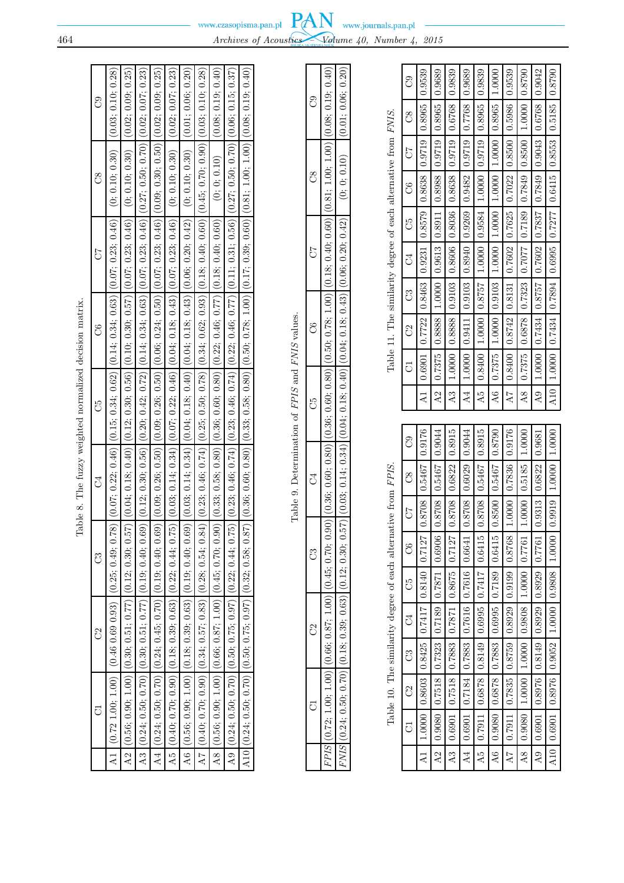Table 8. The fuzzy weighted normalized decision matrix.

| | C1 | C2 | C3 | C4 | C5 | C6 | C7 | C8 | C9 |
|---|---|---|---|---|---|---|---|---|---|
| A1 | (0.72 1.00; 1.00) | (0.46 0.69 0.93) | (0.25; 0.49; 0.78) | (0.07; 0.22; 0.46) | (0.15; 0.34; 0.62) | (0.14; 0.34; 0.63) | (0.07; 0.23; 0.46) | (0; 0.10; 0.30) | (0.03; 0.10; 0.28) |
| A2 | (0.56; 0.90; 1.00) | (0.30; 0.51; 0.77) | (0.12; 0.30; 0.57) | (0.04; 0.18; 0.40) | (0.12; 0.30; 0.56) | (0.10; 0.30; 0.57) | (0.07; 0.23; 0.46) | (0; 0.10; 0.30) | (0.02; 0.09; 0.25) |
| A3 | (0.24; 0.50; 0.70) | (0.30; 0.51; 0.77) | (0.19; 0.40; 0.69) | (0.12; 0.30; 0.56) | (0.20; 0.42; 0.72) | (0.14; 0.34; 0.63) | (0.07; 0.23; 0.46) | (0.27; 0.50; 0.70) | (0.02; 0.07; 0.23) |
| A4 | (0.24; 0.50; 0.70) | (0.24; 0.45; 0.70) | (0.19; 0.40; 0.69) | (0.09; 0.26; 0.50) | (0.09; 0.26; 0.50) | (0.06; 0.24; 0.50) | (0.07; 0.23; 0.46) | (0.09; 0.30; 0.50) | (0.02; 0.09; 0.25) |
| A5 | (0.40; 0.70; 0.90) | (0.18; 0.39; 0.63) | (0.22; 0.44; 0.75) | (0.03; 0.14; 0.34) | (0.07; 0.22; 0.46) | (0.04; 0.18; 0.43) | (0.07; 0.23; 0.46) | (0; 0.10; 0.30) | (0.02; 0.07; 0.23) |
| A6 | (0.56; 0.90; 1.00) | (0.18; 0.39; 0.63) | (0.19; 0.40; 0.69) | (0.03; 0.14; 0.34) | (0.04; 0.18; 0.40) | (0.04; 0.18; 0.43) | (0.06; 0.20; 0.42) | (0; 0.10; 0.30) | (0.01; 0.06; 0.20) |
| A7 | (0.40; 0.70; 0.90) | (0.34; 0.57; 0.83) | (0.28; 0.54; 0.84) | (0.23; 0.46; 0.74) | (0.25; 0.50; 0.78) | (0.34; 0.62; 0.93) | (0.18; 0.40; 0.60) | (0.45; 0.70; 0.90) | (0.03; 0.10; 0.28) |
| A8 | (0.56; 0.90; 1.00) | (0.66; 0.87; 1.00) | (0.45; 0.70; 0.90) | (0.33; 0.58; 0.80) | (0.36; 0.60; 0.80) | (0.22; 0.46; 0.77) | (0.18; 0.40; 0.60) | (0; 0; 0.10) | (0.08; 0.19; 0.40) |
| A9 | (0.24; 0.50; 0.70) | (0.50; 0.75; 0.97) | (0.22; 0.44; 0.75) | (0.23; 0.46; 0.74) | (0.23; 0.46; 0.74) | (0.22; 0.46; 0.77) | (0.11; 0.31; 0.56) | (0.27; 0.50; 0.70) | (0.06; 0.15; 0.37) |
| A10 | (0.24; 0.50; 0.70) | (0.50; 0.75; 0.97) | (0.32; 0.58; 0.87) | (0.36; 0.60; 0.80) | (0.33; 0.58; 0.80) | (0.50; 0.78; 1.00) | (0.17; 0.39; 0.60) | (0.81; 1.00; 1.00) | (0.08; 0.19; 0.40) |

Table 9. Determination of *FPIS* and *FNIS* values.

| | C1 | C2 | C3 | C4 | C5 | C6 | C7 | C8 | C9 |
|---|---|---|---|---|---|---|---|---|---|
| *FPIS* | (0.72; 1.00; 1.00) | (0.66; 0.87; 1.00) | (0.45; 0.70; 0.90) | (0.36; 0.60; 0.80) | (0.36; 0.60; 0.80) | (0.50; 0.78; 1.00) | (0.18; 0.40; 0.60) | (0.81; 1.00; 1.00) | (0.08; 0.19; 0.40) |
| *FNIS* | (0.24; 0.50; 0.70) | (0.18; 0.39; 0.63) | (0.12; 0.30; 0.57) | (0.03; 0.14; 0.34) | (0.04; 0.18; 0.40) | (0.04; 0.18; 0.43) | (0.06; 0.20; 0.42) | (0; 0; 0.10) | (0.01; 0.06; 0.20) |

Table 10. The similarity degree of each alternative from *FPIS*.

| | C1 | C2 | C3 | C4 | C5 | C6 | C7 | C8 | C9 |
|---|---|---|---|---|---|---|---|---|---|
| A1 | 1.0000 | 0.8603 | 0.8425 | 0.7417 | 0.8140 | 0.7127 | 0.8708 | 0.5467 | 0.9176 |
| A2 | 0.9080 | 0.7518 | 0.7323 | 0.7189 | 0.7871 | 0.6906 | 0.8708 | 0.5467 | 0.9044 |
| A3 | 0.6901 | 0.7518 | 0.7883 | 0.7871 | 0.8675 | 0.7127 | 0.8708 | 0.6822 | 0.8915 |
| A4 | 0.6901 | 0.7184 | 0.7883 | 0.7616 | 0.7616 | 0.6641 | 0.8708 | 0.6029 | 0.9044 |
| A5 | 0.7911 | 0.6878 | 0.8149 | 0.6995 | 0.7417 | 0.6415 | 0.8708 | 0.5467 | 0.8915 |
| A6 | 0.9080 | 0.6878 | 0.7883 | 0.6995 | 0.7189 | 0.6415 | 0.8500 | 0.5467 | 0.8790 |
| A7 | 0.7911 | 0.7835 | 0.8759 | 0.8929 | 0.9199 | 0.8768 | 1.0000 | 0.7836 | 0.9176 |
| A8 | 0.9080 | 1.0000 | 1.0000 | 0.9808 | 1.0000 | 0.7761 | 1.0000 | 0.5185 | 1.0000 |
| A9 | 0.6901 | 0.8976 | 0.8149 | 0.8929 | 0.8929 | 0.7761 | 0.9313 | 0.6822 | 0.9681 |
| A10 | 0.6901 | 0.8976 | 0.9052 | 1.0000 | 0.9808 | 1.0000 | 0.9919 | 1.0000 | 1.0000 |

Table 11. The similarity degree of each alternative from *FNIS*.

| | C1 | C2 | C3 | C4 | C5 | C6 | C7 | C8 | C9 |
|---|---|---|---|---|---|---|---|---|---|
| A1 | 0.6901 | 0.7722 | 0.8463 | 0.9231 | 0.8579 | 0.8638 | 0.9719 | 0.8965 | 0.9539 |
| A2 | 0.7375 | 0.8888 | 1.0000 | 0.9613 | 0.8911 | 0.8988 | 0.9719 | 0.8965 | 0.9689 |
| A3 | 1.0000 | 0.8888 | 0.9103 | 0.8606 | 0.8036 | 0.8638 | 0.9719 | 0.6768 | 0.9839 |
| A4 | 1.0000 | 0.9411 | 0.9103 | 0.8940 | 0.9269 | 0.9482 | 0.9719 | 0.7768 | 0.9689 |
| A5 | 0.8400 | 1.0000 | 0.8757 | 1.0000 | 0.9584 | 1.0000 | 0.9719 | 0.8965 | 0.9839 |
| A6 | 0.7375 | 1.0000 | 0.9103 | 1.0000 | 1.0000 | 1.0000 | 1.0000 | 0.8965 | 1.0000 |
| A7 | 0.8400 | 0.8742 | 0.8131 | 0.7602 | 0.7625 | 0.7022 | 0.8500 | 0.5986 | 0.9539 |
| A8 | 0.7375 | 0.6878 | 0.7323 | 0.7077 | 0.7189 | 0.7849 | 0.8500 | 1.0000 | 0.8790 |
| A9 | 1.0000 | 0.7434 | 0.8757 | 0.7602 | 0.7837 | 0.7849 | 0.9043 | 0.6768 | 0.9042 |
| A10 | 1.0000 | 0.7434 | 0.7894 | 0.6995 | 0.7277 | 0.6415 | 0.8553 | 0.5185 | 0.8790 |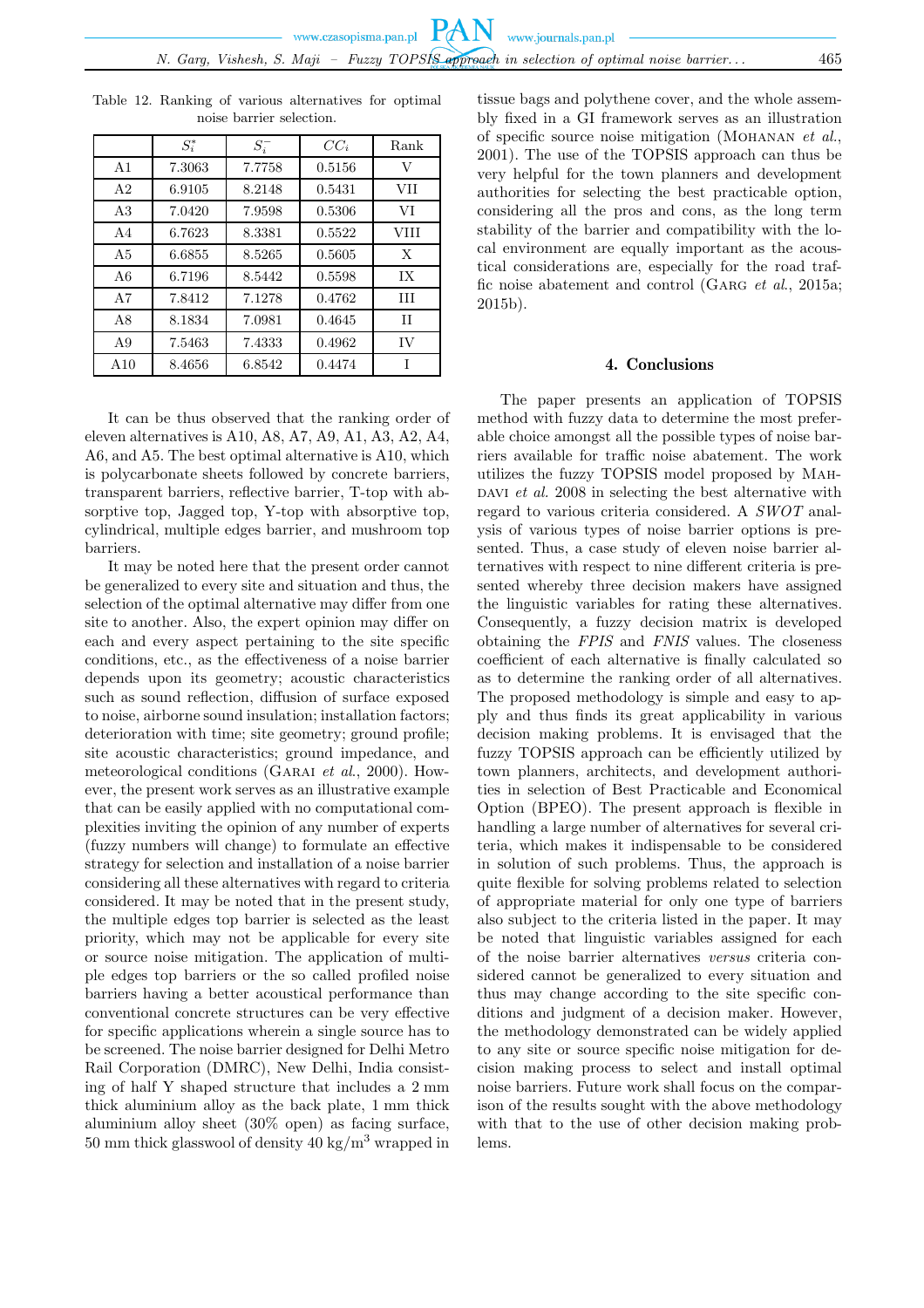Table 12. Ranking of various alternatives for optimal noise barrier selection.

| | $S_i^*$ | $S_i^-$ | $CC_i$ | Rank |
|---|---|---|---|---|
| A1 | 7.3063 | 7.7758 | 0.5156 | V |
| A2 | 6.9105 | 8.2148 | 0.5431 | VII |
| A3 | 7.0420 | 7.9598 | 0.5306 | VI |
| A4 | 6.7623 | 8.3381 | 0.5522 | VIII |
| A5 | 6.6855 | 8.5265 | 0.5605 | X |
| A6 | 6.7196 | 8.5442 | 0.5598 | IX |
| A7 | 7.8412 | 7.1278 | 0.4762 | III |
| A8 | 8.1834 | 7.0981 | 0.4645 | II |
| A9 | 7.5463 | 7.4333 | 0.4962 | IV |
| A10 | 8.4656 | 6.8542 | 0.4474 | I |

It can be thus observed that the ranking order of eleven alternatives is A10, A8, A7, A9, A1, A3, A2, A4, A6, and A5. The best optimal alternative is A10, which is polycarbonate sheets followed by concrete barriers, transparent barriers, reflective barrier, T-top with absorptive top, Jagged top, Y-top with absorptive top, cylindrical, multiple edges barrier, and mushroom top barriers.

It may be noted here that the present order cannot be generalized to every site and situation and thus, the selection of the optimal alternative may differ from one site to another. Also, the expert opinion may differ on each and every aspect pertaining to the site specific conditions, etc., as the effectiveness of a noise barrier depends upon its geometry; acoustic characteristics such as sound reflection, diffusion of surface exposed to noise, airborne sound insulation; installation factors; deterioration with time; site geometry; ground profile; site acoustic characteristics; ground impedance, and meteorological conditions (Garai *et al.*, 2000). However, the present work serves as an illustrative example that can be easily applied with no computational complexities inviting the opinion of any number of experts (fuzzy numbers will change) to formulate an effective strategy for selection and installation of a noise barrier considering all these alternatives with regard to criteria considered. It may be noted that in the present study, the multiple edges top barrier is selected as the least priority, which may not be applicable for every site or source noise mitigation. The application of multiple edges top barriers or the so called profiled noise barriers having a better acoustical performance than conventional concrete structures can be very effective for specific applications wherein a single source has to be screened. The noise barrier designed for Delhi Metro Rail Corporation (DMRC), New Delhi, India consisting of half Y shaped structure that includes a 2 mm thick aluminium alloy as the back plate, 1 mm thick aluminium alloy sheet (30% open) as facing surface, 50 mm thick glasswool of density 40 kg/m$^3$ wrapped in tissue bags and polythene cover, and the whole assembly fixed in a GI framework serves as an illustration of specific source noise mitigation (Mohanan *et al.*, 2001). The use of the TOPSIS approach can thus be very helpful for the town planners and development authorities for selecting the best practicable option, considering all the pros and cons, as the long term stability of the barrier and compatibility with the local environment are equally important as the acoustical considerations are, especially for the road traffic noise abatement and control (Garg *et al.*, 2015a; 2015b).

## 4. Conclusions

The paper presents an application of TOPSIS method with fuzzy data to determine the most preferable choice amongst all the possible types of noise barriers available for traffic noise abatement. The work utilizes the fuzzy TOPSIS model proposed by Mahdavi *et al.* 2008 in selecting the best alternative with regard to various criteria considered. A *SWOT* analysis of various types of noise barrier options is presented. Thus, a case study of eleven noise barrier alternatives with respect to nine different criteria is presented whereby three decision makers have assigned the linguistic variables for rating these alternatives. Consequently, a fuzzy decision matrix is developed obtaining the *FPIS* and *FNIS* values. The closeness coefficient of each alternative is finally calculated so as to determine the ranking order of all alternatives. The proposed methodology is simple and easy to apply and thus finds its great applicability in various decision making problems. It is envisaged that the fuzzy TOPSIS approach can be efficiently utilized by town planners, architects, and development authorities in selection of Best Practicable and Economical Option (BPEO). The present approach is flexible in handling a large number of alternatives for several criteria, which makes it indispensable to be considered in solution of such problems. Thus, the approach is quite flexible for solving problems related to selection of appropriate material for only one type of barriers also subject to the criteria listed in the paper. It may be noted that linguistic variables assigned for each of the noise barrier alternatives *versus* criteria considered cannot be generalized to every situation and thus may change according to the site specific conditions and judgment of a decision maker. However, the methodology demonstrated can be widely applied to any site or source specific noise mitigation for decision making process to select and install optimal noise barriers. Future work shall focus on the comparison of the results sought with the above methodology with that to the use of other decision making problems.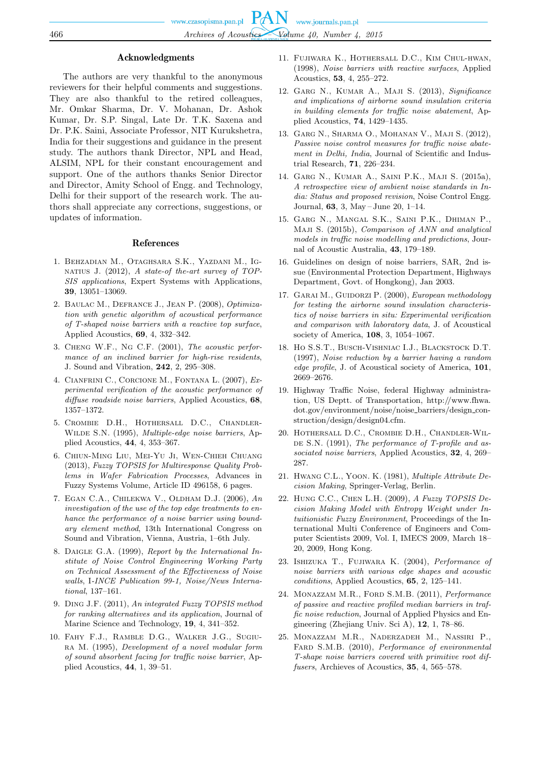## Acknowledgments

The authors are very thankful to the anonymous reviewers for their helpful comments and suggestions. They are also thankful to the retired colleagues, Mr. Omkar Sharma, Dr. V. Mohanan, Dr. Ashok Kumar, Dr. S.P. Singal, Late Dr. T.K. Saxena and Dr. P.K. Saini, Associate Professor, NIT Kurukshetra, India for their suggestions and guidance in the present study. The authors thank Director, NPL and Head, ALSIM, NPL for their constant encouragement and support. One of the authors thanks Senior Director and Director, Amity School of Engg. and Technology, Delhi for their support of the research work. The authors shall appreciate any corrections, suggestions, or updates of information.

## References

1. Behzadian M., Otaghsara S.K., Yazdani M., Ignatius J. (2012), *A state-of the-art survey of TOPSIS applications*, Expert Systems with Applications, **39**, 13051–13069.
2. Baulac M., Defrance J., Jean P. (2008), *Optimization with genetic algorithm of acoustical performance of T-shaped noise barriers with a reactive top surface*, Applied Acoustics, **69**, 4, 332–342.
3. Cheng W.F., Ng C.F. (2001), *The acoustic performance of an inclined barrier for high-rise residents*, J. Sound and Vibration, **242**, 2, 295–308.
4. Cianfrini C., Corcione M., Fontana L. (2007), *Experimental verification of the acoustic performance of diffuse roadside noise barriers*, Applied Acoustics, **68**, 1357–1372.
5. Crombie D.H., Hothersall D.C., Chandler-Wilde S.N. (1995), *Multiple-edge noise barriers*, Applied Acoustics, **44**, 4, 353–367.
6. Chiun-Ming Liu, Mei-Yu Ji, Wen-Chieh Chuang (2013), *Fuzzy TOPSIS for Multiresponse Quality Problems in Wafer Fabrication Processes*, Advances in Fuzzy Systems Volume, Article ID 496158, 6 pages.
7. Egan C.A., Chilekwa V., Oldham D.J. (2006), *An investigation of the use of the top edge treatments to enhance the performance of a noise barrier using boundary element method*, 13th International Congress on Sound and Vibration, Vienna, Austria, 1–6th July.
8. Daigle G.A. (1999), *Report by the International Institute of Noise Control Engineering Working Party on Technical Assessment of the Effectiveness of Noise walls*, I-*INCE Publication 99-1, Noise/News International*, 137–161.
9. Ding J.F. (2011), *An integrated Fuzzy TOPSIS method for ranking alternatives and its application*, Journal of Marine Science and Technology, **19**, 4, 341–352.
10. Fahy F.J., Ramble D.G., Walker J.G., Sugiura M. (1995), *Development of a novel modular form of sound absorbent facing for traffic noise barrier*, Applied Acoustics, **44**, 1, 39–51.
11. Fujiwara K., Hothersall D.C., Kim Chul-hwan, (1998), *Noise barriers with reactive surfaces*, Applied Acoustics, **53**, 4, 255–272.
12. Garg N., Kumar A., Maji S. (2013), *Significance and implications of airborne sound insulation criteria in building elements for traffic noise abatement*, Applied Acoustics, **74**, 1429–1435.
13. Garg N., Sharma O., Mohanan V., Maji S. (2012), *Passive noise control measures for traffic noise abatement in Delhi, India*, Journal of Scientific and Industrial Research, **71**, 226–234.
14. Garg N., Kumar A., Saini P.K., Maji S. (2015a), *A retrospective view of ambient noise standards in India: Status and proposed revision*, Noise Control Engg. Journal, **63**, 3, May – June 20, 1–14.
15. Garg N., Mangal S.K., Saini P.K., Dhiman P., Maji S. (2015b), *Comparison of ANN and analytical models in traffic noise modelling and predictions*, Journal of Acoustic Australia, **43**, 179–189.
16. Guidelines on design of noise barriers, SAR, 2nd issue (Environmental Protection Department, Highways Department, Govt. of Hongkong), Jan 2003.
17. Garai M., Guidorzi P. (2000), *European methodology for testing the airborne sound insulation characteristics of noise barriers in situ: Experimental verification and comparison with laboratory data*, J. of Acoustical society of America, **108**, 3, 1054–1067.
18. Ho S.S.T., Busch-Vishniac I.J., Blackstock D.T. (1997), *Noise reduction by a barrier having a random edge profile*, J. of Acoustical society of America, **101**, 2669–2676.
19. Highway Traffic Noise, federal Highway administration, US Deptt. of Transportation, http://www.fhwa.dot.gov/environment/noise/noise_barriers/design_construction/design/design04.cfm.
20. Hothersall D.C., Crombie D.H., Chandler-Wilde S.N. (1991), *The performance of T-profile and associated noise barriers*, Applied Acoustics, **32**, 4, 269–287.
21. Hwang C.L., Yoon. K. (1981), *Multiple Attribute Decision Making*, Springer-Verlag, Berlin.
22. Hung C.C., Chen L.H. (2009), *A Fuzzy TOPSIS Decision Making Model with Entropy Weight under Intuitionistic Fuzzy Environment*, Proceedings of the International Multi Conference of Engineers and Computer Scientists 2009, Vol. I, IMECS 2009, March 18–20, 2009, Hong Kong.
23. Ishizuka T., Fujiwara K. (2004), *Performance of noise barriers with various edge shapes and acoustic conditions*, Applied Acoustics, **65**, 2, 125–141.
24. Monazzam M.R., Ford S.M.B. (2011), *Performance of passive and reactive profiled median barriers in traffic noise reduction*, Journal of Applied Physics and Engineering (Zhejiang Univ. Sci A), **12**, 1, 78–86.
25. Monazzam M.R., Naderzadeh M., Nassiri P., Fard S.M.B. (2010), *Performance of environmental T-shape noise barriers covered with primitive root diffusers*, Archieves of Acoustics, **35**, 4, 565–578.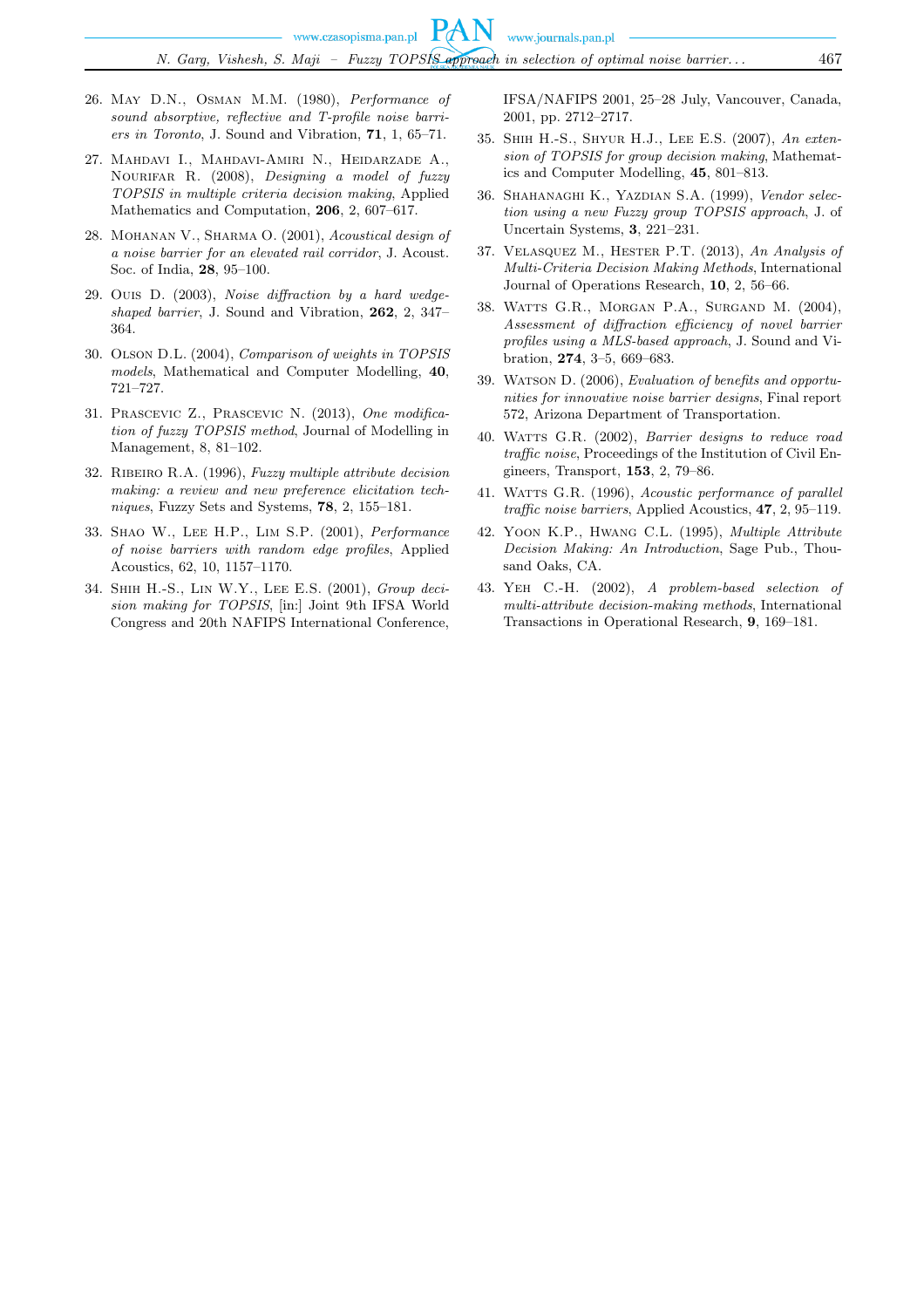26. May D.N., Osman M.M. (1980), *Performance of sound absorptive, reflective and T-profile noise barriers in Toronto*, J. Sound and Vibration, **71**, 1, 65–71.

27. Mahdavi I., Mahdavi-Amiri N., Heidarzade A., Nourifar R. (2008), *Designing a model of fuzzy TOPSIS in multiple criteria decision making*, Applied Mathematics and Computation, **206**, 2, 607–617.

28. Mohanan V., Sharma O. (2001), *Acoustical design of a noise barrier for an elevated rail corridor*, J. Acoust. Soc. of India, **28**, 95–100.

29. Ouis D. (2003), *Noise diffraction by a hard wedge-shaped barrier*, J. Sound and Vibration, **262**, 2, 347–364.

30. Olson D.L. (2004), *Comparison of weights in TOPSIS models*, Mathematical and Computer Modelling, **40**, 721–727.

31. Prascevic Z., Prascevic N. (2013), *One modification of fuzzy TOPSIS method*, Journal of Modelling in Management, 8, 81–102.

32. Ribeiro R.A. (1996), *Fuzzy multiple attribute decision making: a review and new preference elicitation techniques*, Fuzzy Sets and Systems, **78**, 2, 155–181.

33. Shao W., Lee H.P., Lim S.P. (2001), *Performance of noise barriers with random edge profiles*, Applied Acoustics, 62, 10, 1157–1170.

34. Shih H.-S., Lin W.Y., Lee E.S. (2001), *Group decision making for TOPSIS*, [in:] Joint 9th IFSA World Congress and 20th NAFIPS International Conference, IFSA/NAFIPS 2001, 25–28 July, Vancouver, Canada, 2001, pp. 2712–2717.

35. Shih H.-S., Shyur H.J., Lee E.S. (2007), *An extension of TOPSIS for group decision making*, Mathematics and Computer Modelling, **45**, 801–813.

36. Shahanaghi K., Yazdian S.A. (1999), *Vendor selection using a new Fuzzy group TOPSIS approach*, J. of Uncertain Systems, **3**, 221–231.

37. Velasquez M., Hester P.T. (2013), *An Analysis of Multi-Criteria Decision Making Methods*, International Journal of Operations Research, **10**, 2, 56–66.

38. Watts G.R., Morgan P.A., Surgand M. (2004), *Assessment of diffraction efficiency of novel barrier profiles using a MLS-based approach*, J. Sound and Vibration, **274**, 3–5, 669–683.

39. Watson D. (2006), *Evaluation of benefits and opportunities for innovative noise barrier designs*, Final report 572, Arizona Department of Transportation.

40. Watts G.R. (2002), *Barrier designs to reduce road traffic noise*, Proceedings of the Institution of Civil Engineers, Transport, **153**, 2, 79–86.

41. Watts G.R. (1996), *Acoustic performance of parallel traffic noise barriers*, Applied Acoustics, **47**, 2, 95–119.

42. Yoon K.P., Hwang C.L. (1995), *Multiple Attribute Decision Making: An Introduction*, Sage Pub., Thousand Oaks, CA.

43. Yeh C.-H. (2002), *A problem-based selection of multi-attribute decision-making methods*, International Transactions in Operational Research, **9**, 169–181.